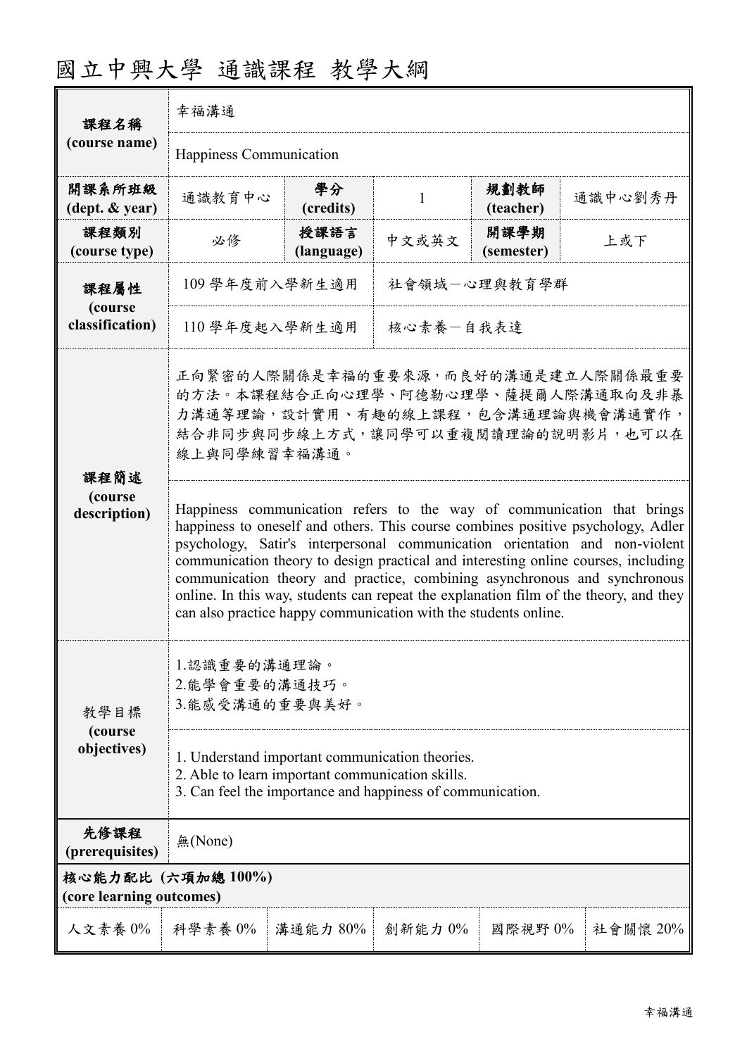# 國立中興大學 通識課程 教學大綱

| 課程名稱<br>(course name) | 幸福溝通 | | | | |
|---|---|---|---|---|---|
| | Happiness Communication | | | | |
| 開課系所班級<br>(dept. & year) | 通識教育中心 | 學分<br>(credits) | 1 | 規劃教師<br>(teacher) | 通識中心劉秀丹 |
| 課程類別<br>(course type) | 必修 | 授課語言<br>(language) | 中文或英文 | 開課學期<br>(semester) | 上或下 |
| 課程屬性<br>(course classification) | 109 學年度前入學新生適用 | | 社會領域－心理與教育學群 | | |
| | 110 學年度起入學新生適用 | | 核心素養－自我表達 | | |
| 課程簡述<br>(course description) | 正向緊密的人際關係是幸福的重要來源，而良好的溝通是建立人際關係最重要的方法。本課程結合正向心理學、阿德勒心理學、薩提爾人際溝通取向及非暴力溝通等理論，設計實用、有趣的線上課程，包含溝通理論與機會溝通實作，結合非同步與同步線上方式，讓同學可以重複閱讀理論的說明影片，也可以在線上與同學練習幸福溝通。 | | | | |
| | Happiness communication refers to the way of communication that brings happiness to oneself and others. This course combines positive psychology, Adler psychology, Satir's interpersonal communication orientation and non-violent communication theory to design practical and interesting online courses, including communication theory and practice, combining asynchronous and synchronous online. In this way, students can repeat the explanation film of the theory, and they can also practice happy communication with the students online. | | | | |
| 教學目標<br>(course objectives) | 1.認識重要的溝通理論。<br>2.能學會重要的溝通技巧。<br>3.能感受溝通的重要與美好。 | | | | |
| | 1. Understand important communication theories.<br>2. Able to learn important communication skills.<br>3. Can feel the importance and happiness of communication. | | | | |
| 先修課程<br>(prerequisites) | 無(None) | | | | |

**核心能力配比 (六項加總 100%)**
**(core learning outcomes)**

| 人文素養 | 科學素養 | 溝通能力 | 創新能力 | 國際視野 | 社會關懷 |
|---|---|---|---|---|---|
| 0% | 0% | 80% | 0% | 0% | 20% |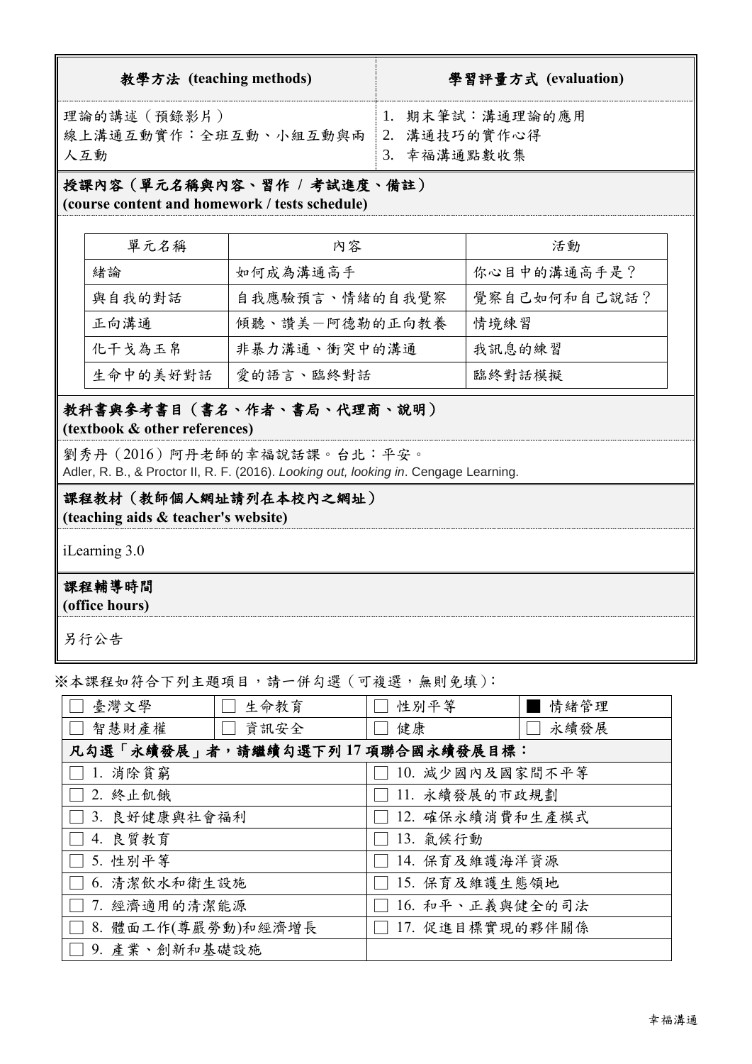| 教學方法 (teaching methods) | 學習評量方式 (evaluation) |
| --- | --- |
| 理論的講述（預錄影片）<br>線上溝通互動實作：全班互動、小組互動與兩人互動 | 1. 期末筆試：溝通理論的應用<br>2. 溝通技巧的實作心得<br>3. 幸福溝通點數收集 |

**授課內容（單元名稱與內容、習作 / 考試進度、備註）**
**(course content and homework / tests schedule)**

| 單元名稱 | 內容 | 活動 |
| --- | --- | --- |
| 緒論 | 如何成為溝通高手 | 你心目中的溝通高手是？ |
| 與自我的對話 | 自我應驗預言、情緒的自我覺察 | 覺察自己如何和自己說話？ |
| 正向溝通 | 傾聽、讚美－阿德勒的正向教養 | 情境練習 |
| 化干戈為玉帛 | 非暴力溝通、衝突中的溝通 | 我訊息的練習 |
| 生命中的美好對話 | 愛的語言、臨終對話 | 臨終對話模擬 |

**教科書與參考書目（書名、作者、書局、代理商、說明）**
**(textbook & other references)**

劉秀丹（2016）阿丹老師的幸福說話課。台北：平安。
Adler, R. B., & Proctor II, R. F. (2016). *Looking out, looking in*. Cengage Learning.

**課程教材（教師個人網址請列在本校內之網址）**
**(teaching aids & teacher's website)**

iLearning 3.0

**課程輔導時間**
**(office hours)**

另行公告

※本課程如符合下列主題項目，請一併勾選（可複選，無則免填）：

| | | | |
| --- | --- | --- | --- |
| ☐ 臺灣文學 | ☐ 生命教育 | ☐ 性別平等 | ■ 情緒管理 |
| ☐ 智慧財產權 | ☐ 資訊安全 | ☐ 健康 | ☐ 永續發展 |

**凡勾選「永續發展」者，請繼續勾選下列 17 項聯合國永續發展目標：**

| | |
| --- | --- |
| ☐ 1. 消除貧窮 | ☐ 10. 減少國內及國家間不平等 |
| ☐ 2. 終止飢餓 | ☐ 11. 永續發展的市政規劃 |
| ☐ 3. 良好健康與社會福利 | ☐ 12. 確保永續消費和生產模式 |
| ☐ 4. 良質教育 | ☐ 13. 氣候行動 |
| ☐ 5. 性別平等 | ☐ 14. 保育及維護海洋資源 |
| ☐ 6. 清潔飲水和衛生設施 | ☐ 15. 保育及維護生態領地 |
| ☐ 7. 經濟適用的清潔能源 | ☐ 16. 和平、正義與健全的司法 |
| ☐ 8. 體面工作(尊嚴勞動)和經濟增長 | ☐ 17. 促進目標實現的夥伴關係 |
| ☐ 9. 產業、創新和基礎設施 | |